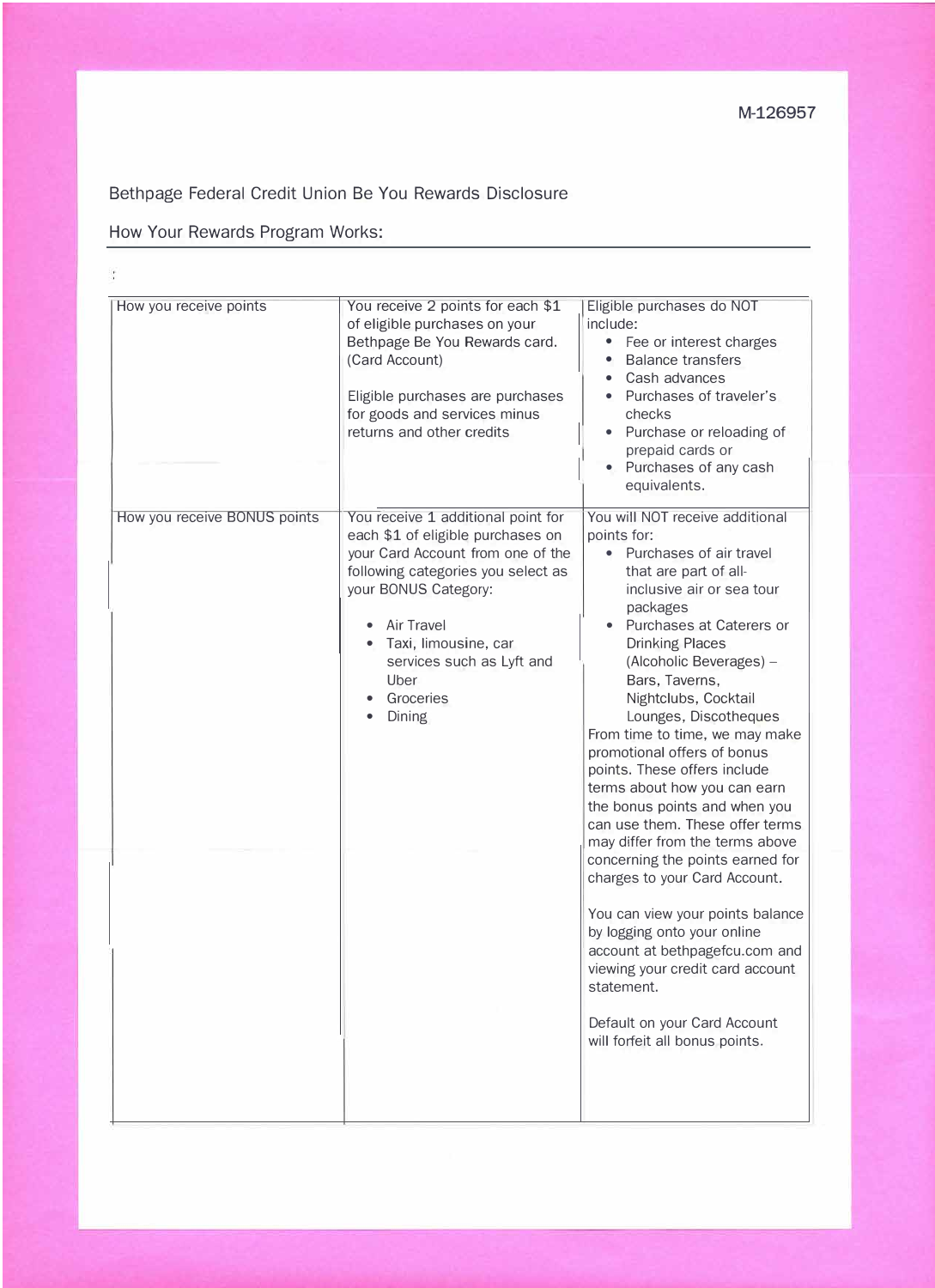M-126957

Bethpage Federal Credit Union Be You Rewards Disclosure

How Your Rewards Program Works:

| | | |
|---|---|---|
| How you receive points | You receive 2 points for each $1 of eligible purchases on your Bethpage Be You Rewards card. (Card Account)<br><br>Eligible purchases are purchases for goods and services minus returns and other credits | Eligible purchases do NOT include:<br>• Fee or interest charges<br>• Balance transfers<br>• Cash advances<br>• Purchases of traveler's checks<br>• Purchase or reloading of prepaid cards or<br>• Purchases of any cash equivalents. |
| How you receive BONUS points | You receive 1 additional point for each $1 of eligible purchases on your Card Account from one of the following categories you select as your BONUS Category:<br><br>• Air Travel<br>• Taxi, limousine, car services such as Lyft and Uber<br>• Groceries<br>• Dining | You will NOT receive additional points for:<br>• Purchases of air travel that are part of all-inclusive air or sea tour packages<br>• Purchases at Caterers or Drinking Places (Alcoholic Beverages) – Bars, Taverns, Nightclubs, Cocktail Lounges, Discotheques<br>From time to time, we may make promotional offers of bonus points. These offers include terms about how you can earn the bonus points and when you can use them. These offer terms may differ from the terms above concerning the points earned for charges to your Card Account.<br><br>You can view your points balance by logging onto your online account at bethpagefcu.com and viewing your credit card account statement.<br><br>Default on your Card Account will forfeit all bonus points. |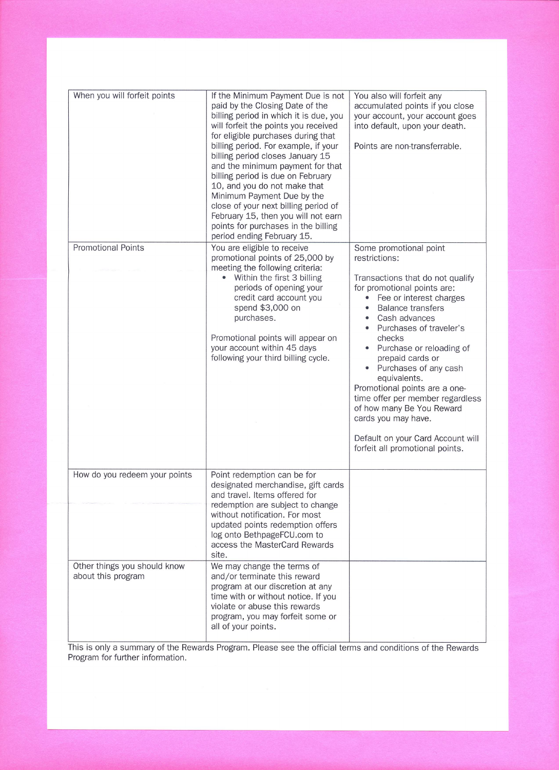| | | |
|---|---|---|
| When you will forfeit points | If the Minimum Payment Due is not paid by the Closing Date of the billing period in which it is due, you will forfeit the points you received for eligible purchases during that billing period. For example, if your billing period closes January 15 and the minimum payment for that billing period is due on February 10, and you do not make that Minimum Payment Due by the close of your next billing period of February 15, then you will not earn points for purchases in the billing period ending February 15. | You also will forfeit any accumulated points if you close your account, your account goes into default, upon your death.<br><br>Points are non-transferrable. |
| Promotional Points | You are eligible to receive promotional points of 25,000 by meeting the following criteria:<br>• Within the first 3 billing periods of opening your credit card account you spend $3,000 on purchases.<br><br>Promotional points will appear on your account within 45 days following your third billing cycle. | Some promotional point restrictions:<br><br>Transactions that do not qualify for promotional points are:<br>• Fee or interest charges<br>• Balance transfers<br>• Cash advances<br>• Purchases of traveler's checks<br>• Purchase or reloading of prepaid cards or<br>• Purchases of any cash equivalents.<br>Promotional points are a one-time offer per member regardless of how many Be You Reward cards you may have.<br><br>Default on your Card Account will forfeit all promotional points. |
| How do you redeem your points | Point redemption can be for designated merchandise, gift cards and travel. Items offered for redemption are subject to change without notification. For most updated points redemption offers log onto BethpageFCU.com to access the MasterCard Rewards site. | |
| Other things you should know about this program | We may change the terms of and/or terminate this reward program at our discretion at any time with or without notice. If you violate or abuse this rewards program, you may forfeit some or all of your points. | |

This is only a summary of the Rewards Program. Please see the official terms and conditions of the Rewards Program for further information.